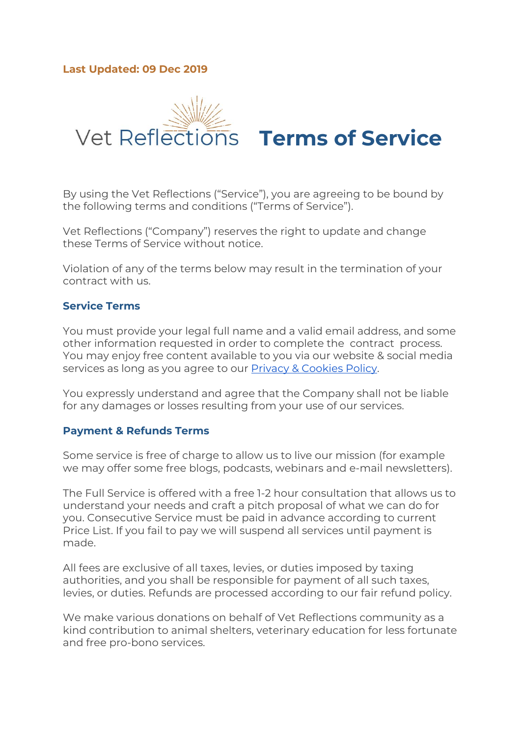**Last Updated: 09 Dec 2019**

# Vet Reflections Terms of Service

By using the Vet Reflections ("Service"), you are agreeing to be bound by the following terms and conditions ("Terms of Service").

Vet Reflections ("Company") reserves the right to update and change these Terms of Service without notice.

Violation of any of the terms below may result in the termination of your contract with us.

## Service Terms

You must provide your legal full name and a valid email address, and some other information requested in order to complete the contract process. You may enjoy free content available to you via our website & social media services as long as you agree to our [Privacy & Cookies Policy](#).

You expressly understand and agree that the Company shall not be liable for any damages or losses resulting from your use of our services.

## Payment & Refunds Terms

Some service is free of charge to allow us to live our mission (for example we may offer some free blogs, podcasts, webinars and e-mail newsletters).

The Full Service is offered with a free 1-2 hour consultation that allows us to understand your needs and craft a pitch proposal of what we can do for you. Consecutive Service must be paid in advance according to current Price List. If you fail to pay we will suspend all services until payment is made.

All fees are exclusive of all taxes, levies, or duties imposed by taxing authorities, and you shall be responsible for payment of all such taxes, levies, or duties. Refunds are processed according to our fair refund policy.

We make various donations on behalf of Vet Reflections community as a kind contribution to animal shelters, veterinary education for less fortunate and free pro-bono services.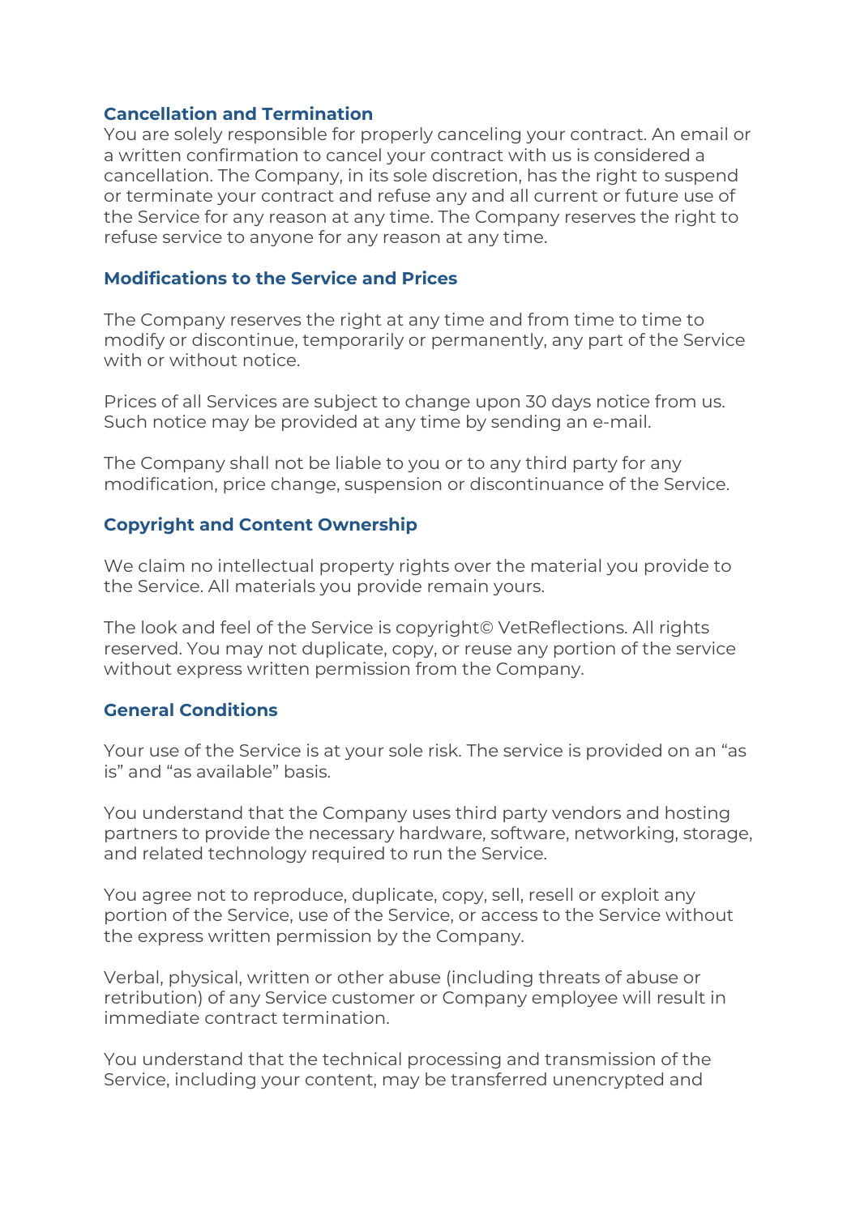### Cancellation and Termination

You are solely responsible for properly canceling your contract. An email or a written confirmation to cancel your contract with us is considered a cancellation. The Company, in its sole discretion, has the right to suspend or terminate your contract and refuse any and all current or future use of the Service for any reason at any time. The Company reserves the right to refuse service to anyone for any reason at any time.

### Modifications to the Service and Prices

The Company reserves the right at any time and from time to time to modify or discontinue, temporarily or permanently, any part of the Service with or without notice.

Prices of all Services are subject to change upon 30 days notice from us. Such notice may be provided at any time by sending an e-mail.

The Company shall not be liable to you or to any third party for any modification, price change, suspension or discontinuance of the Service.

### Copyright and Content Ownership

We claim no intellectual property rights over the material you provide to the Service. All materials you provide remain yours.

The look and feel of the Service is copyright© VetReflections. All rights reserved. You may not duplicate, copy, or reuse any portion of the service without express written permission from the Company.

### General Conditions

Your use of the Service is at your sole risk. The service is provided on an "as is" and "as available" basis.

You understand that the Company uses third party vendors and hosting partners to provide the necessary hardware, software, networking, storage, and related technology required to run the Service.

You agree not to reproduce, duplicate, copy, sell, resell or exploit any portion of the Service, use of the Service, or access to the Service without the express written permission by the Company.

Verbal, physical, written or other abuse (including threats of abuse or retribution) of any Service customer or Company employee will result in immediate contract termination.

You understand that the technical processing and transmission of the Service, including your content, may be transferred unencrypted and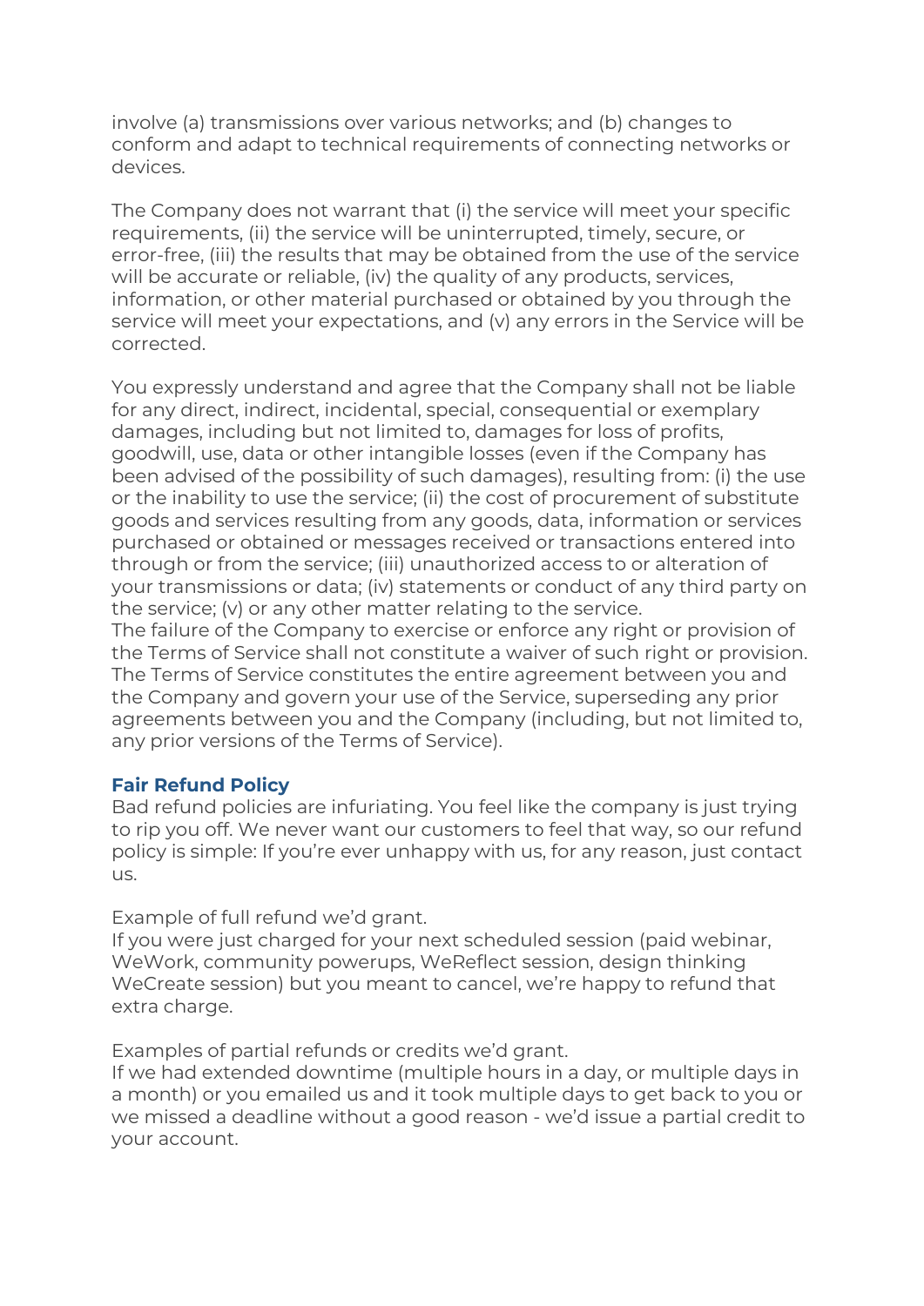involve (a) transmissions over various networks; and (b) changes to conform and adapt to technical requirements of connecting networks or devices.

The Company does not warrant that (i) the service will meet your specific requirements, (ii) the service will be uninterrupted, timely, secure, or error-free, (iii) the results that may be obtained from the use of the service will be accurate or reliable, (iv) the quality of any products, services, information, or other material purchased or obtained by you through the service will meet your expectations, and (v) any errors in the Service will be corrected.

You expressly understand and agree that the Company shall not be liable for any direct, indirect, incidental, special, consequential or exemplary damages, including but not limited to, damages for loss of profits, goodwill, use, data or other intangible losses (even if the Company has been advised of the possibility of such damages), resulting from: (i) the use or the inability to use the service; (ii) the cost of procurement of substitute goods and services resulting from any goods, data, information or services purchased or obtained or messages received or transactions entered into through or from the service; (iii) unauthorized access to or alteration of your transmissions or data; (iv) statements or conduct of any third party on the service; (v) or any other matter relating to the service.
The failure of the Company to exercise or enforce any right or provision of the Terms of Service shall not constitute a waiver of such right or provision. The Terms of Service constitutes the entire agreement between you and the Company and govern your use of the Service, superseding any prior agreements between you and the Company (including, but not limited to, any prior versions of the Terms of Service).

## Fair Refund Policy

Bad refund policies are infuriating. You feel like the company is just trying to rip you off. We never want our customers to feel that way, so our refund policy is simple: If you're ever unhappy with us, for any reason, just contact us.

Example of full refund we'd grant.
If you were just charged for your next scheduled session (paid webinar, WeWork, community powerups, WeReflect session, design thinking WeCreate session) but you meant to cancel, we're happy to refund that extra charge.

Examples of partial refunds or credits we'd grant.
If we had extended downtime (multiple hours in a day, or multiple days in a month) or you emailed us and it took multiple days to get back to you or we missed a deadline without a good reason - we'd issue a partial credit to your account.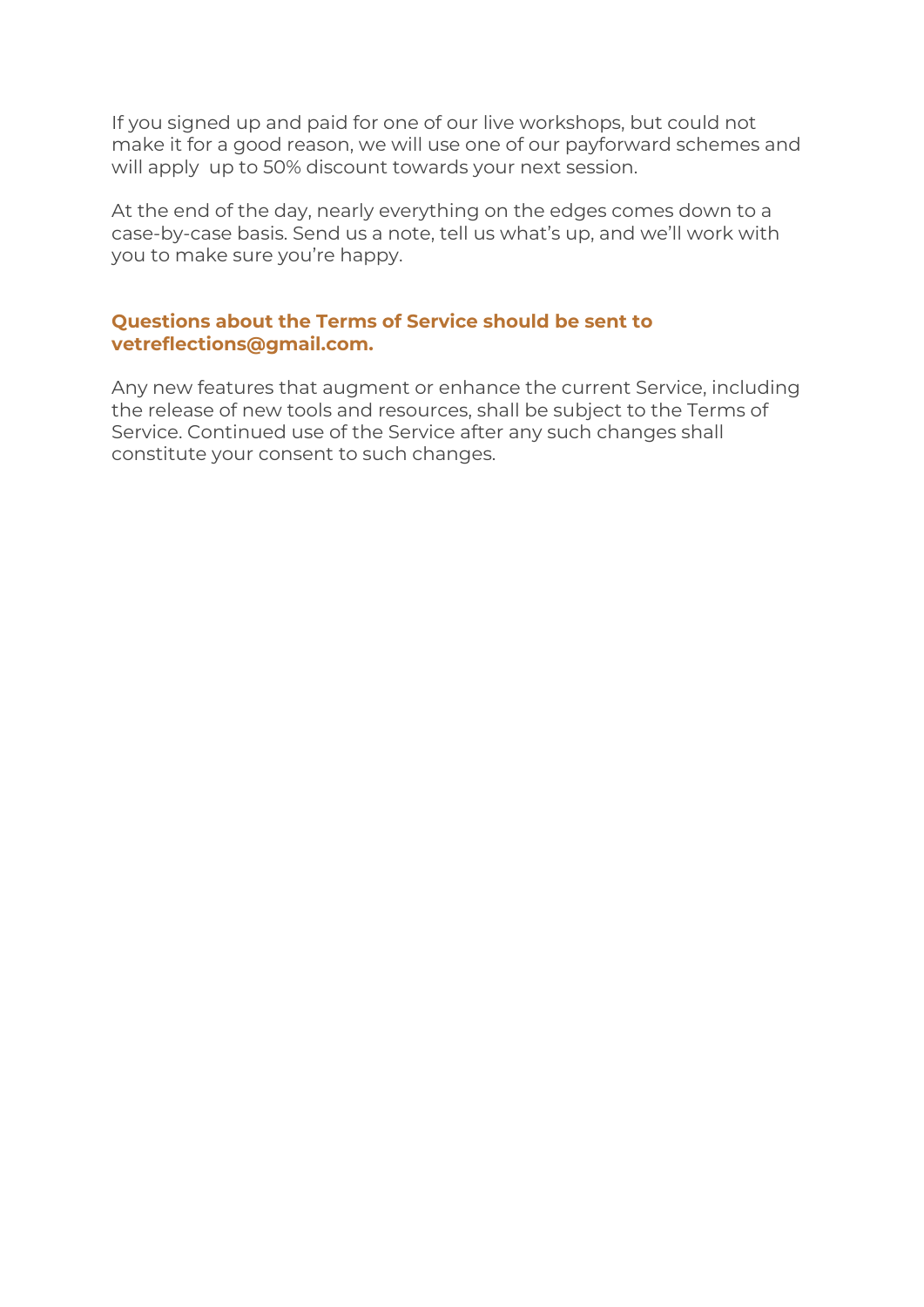If you signed up and paid for one of our live workshops, but could not make it for a good reason, we will use one of our payforward schemes and will apply up to 50% discount towards your next session.

At the end of the day, nearly everything on the edges comes down to a case-by-case basis. Send us a note, tell us what's up, and we'll work with you to make sure you're happy.

**Questions about the Terms of Service should be sent to vetreflections@gmail.com.**

Any new features that augment or enhance the current Service, including the release of new tools and resources, shall be subject to the Terms of Service. Continued use of the Service after any such changes shall constitute your consent to such changes.